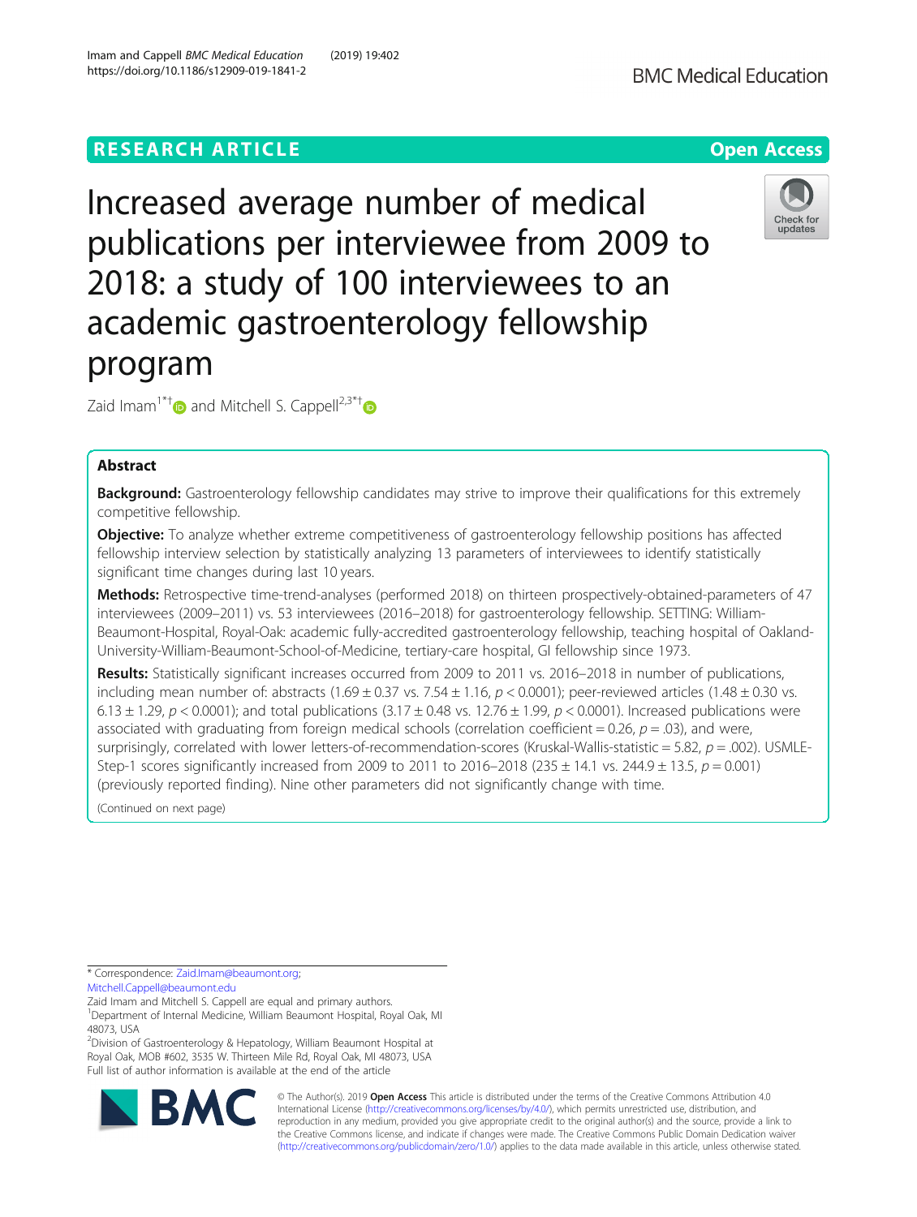RESEARCH ARTICLE

Open Access

# Increased average number of medical publications per interviewee from 2009 to 2018: a study of 100 interviewees to an academic gastroenterology fellowship program

Zaid Imam[1*†] and Mitchell S. Cappell[2,3*†]

## Abstract

**Background:** Gastroenterology fellowship candidates may strive to improve their qualifications for this extremely competitive fellowship.

**Objective:** To analyze whether extreme competitiveness of gastroenterology fellowship positions has affected fellowship interview selection by statistically analyzing 13 parameters of interviewees to identify statistically significant time changes during last 10 years.

**Methods:** Retrospective time-trend-analyses (performed 2018) on thirteen prospectively-obtained-parameters of 47 interviewees (2009–2011) vs. 53 interviewees (2016–2018) for gastroenterology fellowship. SETTING: William-Beaumont-Hospital, Royal-Oak: academic fully-accredited gastroenterology fellowship, teaching hospital of Oakland-University-William-Beaumont-School-of-Medicine, tertiary-care hospital, GI fellowship since 1973.

**Results:** Statistically significant increases occurred from 2009 to 2011 vs. 2016–2018 in number of publications, including mean number of: abstracts (1.69 ± 0.37 vs. 7.54 ± 1.16, $p < 0.0001$); peer-reviewed articles (1.48 ± 0.30 vs. 6.13 ± 1.29, $p < 0.0001$); and total publications (3.17 ± 0.48 vs. 12.76 ± 1.99, $p < 0.0001$). Increased publications were associated with graduating from foreign medical schools (correlation coefficient = 0.26, $p = .03$), and were, surprisingly, correlated with lower letters-of-recommendation-scores (Kruskal-Wallis-statistic = 5.82, $p = .002$). USMLE-Step-1 scores significantly increased from 2009 to 2011 to 2016–2018 (235 ± 14.1 vs. 244.9 ± 13.5, $p = 0.001$) (previously reported finding). Nine other parameters did not significantly change with time.

(Continued on next page)

---

* Correspondence: Zaid.Imam@beaumont.org; Mitchell.Cappell@beaumont.edu

Zaid Imam and Mitchell S. Cappell are equal and primary authors.

[1]Department of Internal Medicine, William Beaumont Hospital, Royal Oak, MI 48073, USA

[2]Division of Gastroenterology & Hepatology, William Beaumont Hospital at Royal Oak, MOB #602, 3535 W. Thirteen Mile Rd, Royal Oak, MI 48073, USA

Full list of author information is available at the end of the article

© The Author(s). 2019 **Open Access** This article is distributed under the terms of the Creative Commons Attribution 4.0 International License (http://creativecommons.org/licenses/by/4.0/), which permits unrestricted use, distribution, and reproduction in any medium, provided you give appropriate credit to the original author(s) and the source, provide a link to the Creative Commons license, and indicate if changes were made. The Creative Commons Public Domain Dedication waiver (http://creativecommons.org/publicdomain/zero/1.0/) applies to the data made available in this article, unless otherwise stated.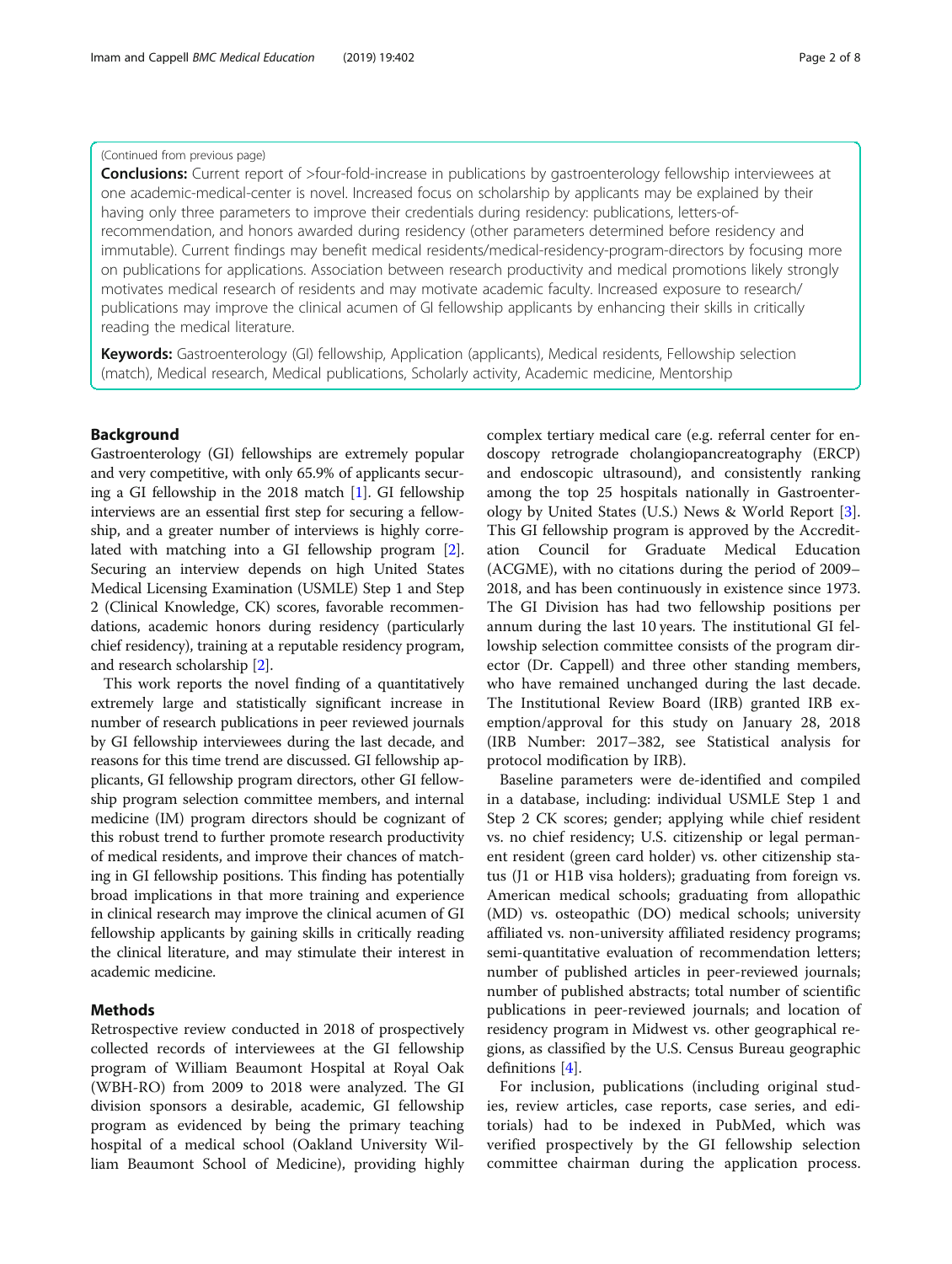(Continued from previous page)

**Conclusions:** Current report of >four-fold-increase in publications by gastroenterology fellowship interviewees at one academic-medical-center is novel. Increased focus on scholarship by applicants may be explained by their having only three parameters to improve their credentials during residency: publications, letters-of-recommendation, and honors awarded during residency (other parameters determined before residency and immutable). Current findings may benefit medical residents/medical-residency-program-directors by focusing more on publications for applications. Association between research productivity and medical promotions likely strongly motivates medical research of residents and may motivate academic faculty. Increased exposure to research/publications may improve the clinical acumen of GI fellowship applicants by enhancing their skills in critically reading the medical literature.

**Keywords:** Gastroenterology (GI) fellowship, Application (applicants), Medical residents, Fellowship selection (match), Medical research, Medical publications, Scholarly activity, Academic medicine, Mentorship

## Background

Gastroenterology (GI) fellowships are extremely popular and very competitive, with only 65.9% of applicants securing a GI fellowship in the 2018 match [1]. GI fellowship interviews are an essential first step for securing a fellowship, and a greater number of interviews is highly correlated with matching into a GI fellowship program [2]. Securing an interview depends on high United States Medical Licensing Examination (USMLE) Step 1 and Step 2 (Clinical Knowledge, CK) scores, favorable recommendations, academic honors during residency (particularly chief residency), training at a reputable residency program, and research scholarship [2].

This work reports the novel finding of a quantitatively extremely large and statistically significant increase in number of research publications in peer reviewed journals by GI fellowship interviewees during the last decade, and reasons for this time trend are discussed. GI fellowship applicants, GI fellowship program directors, other GI fellowship program selection committee members, and internal medicine (IM) program directors should be cognizant of this robust trend to further promote research productivity of medical residents, and improve their chances of matching in GI fellowship positions. This finding has potentially broad implications in that more training and experience in clinical research may improve the clinical acumen of GI fellowship applicants by gaining skills in critically reading the clinical literature, and may stimulate their interest in academic medicine.

## Methods

Retrospective review conducted in 2018 of prospectively collected records of interviewees at the GI fellowship program of William Beaumont Hospital at Royal Oak (WBH-RO) from 2009 to 2018 were analyzed. The GI division sponsors a desirable, academic, GI fellowship program as evidenced by being the primary teaching hospital of a medical school (Oakland University William Beaumont School of Medicine), providing highly complex tertiary medical care (e.g. referral center for endoscopy retrograde cholangiopancreatography (ERCP) and endoscopic ultrasound), and consistently ranking among the top 25 hospitals nationally in Gastroenterology by United States (U.S.) News & World Report [3]. This GI fellowship program is approved by the Accreditation Council for Graduate Medical Education (ACGME), with no citations during the period of 2009–2018, and has been continuously in existence since 1973. The GI Division has had two fellowship positions per annum during the last 10 years. The institutional GI fellowship selection committee consists of the program director (Dr. Cappell) and three other standing members, who have remained unchanged during the last decade. The Institutional Review Board (IRB) granted IRB exemption/approval for this study on January 28, 2018 (IRB Number: 2017–382, see Statistical analysis for protocol modification by IRB).

Baseline parameters were de-identified and compiled in a database, including: individual USMLE Step 1 and Step 2 CK scores; gender; applying while chief resident vs. no chief residency; U.S. citizenship or legal permanent resident (green card holder) vs. other citizenship status (J1 or H1B visa holders); graduating from foreign vs. American medical schools; graduating from allopathic (MD) vs. osteopathic (DO) medical schools; university affiliated vs. non-university affiliated residency programs; semi-quantitative evaluation of recommendation letters; number of published articles in peer-reviewed journals; number of published abstracts; total number of scientific publications in peer-reviewed journals; and location of residency program in Midwest vs. other geographical regions, as classified by the U.S. Census Bureau geographic definitions [4].

For inclusion, publications (including original studies, review articles, case reports, case series, and editorials) had to be indexed in PubMed, which was verified prospectively by the GI fellowship selection committee chairman during the application process.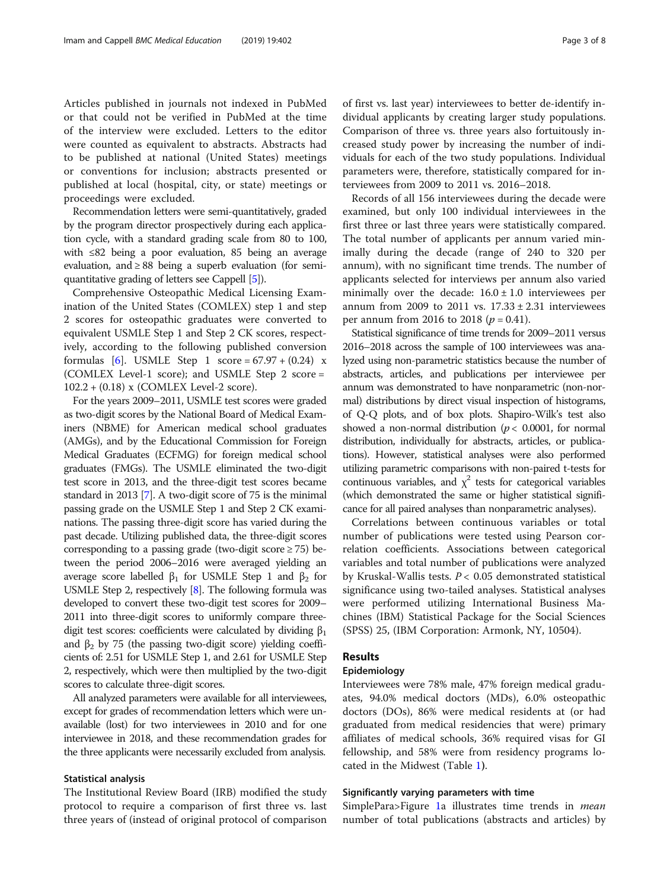Articles published in journals not indexed in PubMed or that could not be verified in PubMed at the time of the interview were excluded. Letters to the editor were counted as equivalent to abstracts. Abstracts had to be published at national (United States) meetings or conventions for inclusion; abstracts presented or published at local (hospital, city, or state) meetings or proceedings were excluded.

Recommendation letters were semi-quantitatively, graded by the program director prospectively during each application cycle, with a standard grading scale from 80 to 100, with ≤82 being a poor evaluation, 85 being an average evaluation, and ≥ 88 being a superb evaluation (for semi-quantitative grading of letters see Cappell [5]).

Comprehensive Osteopathic Medical Licensing Examination of the United States (COMLEX) step 1 and step 2 scores for osteopathic graduates were converted to equivalent USMLE Step 1 and Step 2 CK scores, respectively, according to the following published conversion formulas [6]. USMLE Step 1 score = 67.97 + (0.24) x (COMLEX Level-1 score); and USMLE Step 2 score = 102.2 + (0.18) x (COMLEX Level-2 score).

For the years 2009–2011, USMLE test scores were graded as two-digit scores by the National Board of Medical Examiners (NBME) for American medical school graduates (AMGs), and by the Educational Commission for Foreign Medical Graduates (ECFMG) for foreign medical school graduates (FMGs). The USMLE eliminated the two-digit test score in 2013, and the three-digit test scores became standard in 2013 [7]. A two-digit score of 75 is the minimal passing grade on the USMLE Step 1 and Step 2 CK examinations. The passing three-digit score has varied during the past decade. Utilizing published data, the three-digit scores corresponding to a passing grade (two-digit score ≥ 75) between the period 2006–2016 were averaged yielding an average score labelled $\beta_1$ for USMLE Step 1 and $\beta_2$ for USMLE Step 2, respectively [8]. The following formula was developed to convert these two-digit test scores for 2009–2011 into three-digit scores to uniformly compare three-digit test scores: coefficients were calculated by dividing $\beta_1$ and $\beta_2$ by 75 (the passing two-digit score) yielding coefficients of: 2.51 for USMLE Step 1, and 2.61 for USMLE Step 2, respectively, which were then multiplied by the two-digit scores to calculate three-digit scores.

All analyzed parameters were available for all interviewees, except for grades of recommendation letters which were unavailable (lost) for two interviewees in 2010 and for one interviewee in 2018, and these recommendation grades for the three applicants were necessarily excluded from analysis.

### Statistical analysis

The Institutional Review Board (IRB) modified the study protocol to require a comparison of first three vs. last three years of (instead of original protocol of comparison of first vs. last year) interviewees to better de-identify individual applicants by creating larger study populations. Comparison of three vs. three years also fortuitously increased study power by increasing the number of individuals for each of the two study populations. Individual parameters were, therefore, statistically compared for interviewees from 2009 to 2011 vs. 2016–2018.

Records of all 156 interviewees during the decade were examined, but only 100 individual interviewees in the first three or last three years were statistically compared. The total number of applicants per annum varied minimally during the decade (range of 240 to 320 per annum), with no significant time trends. The number of applicants selected for interviews per annum also varied minimally over the decade: 16.0 ± 1.0 interviewees per annum from 2009 to 2011 vs. 17.33 ± 2.31 interviewees per annum from 2016 to 2018 ($p = 0.41$).

Statistical significance of time trends for 2009–2011 versus 2016–2018 across the sample of 100 interviewees was analyzed using non-parametric statistics because the number of abstracts, articles, and publications per interviewee per annum was demonstrated to have nonparametric (non-normal) distributions by direct visual inspection of histograms, of Q-Q plots, and of box plots. Shapiro-Wilk's test also showed a non-normal distribution ($p < 0.0001$, for normal distribution, individually for abstracts, articles, or publications). However, statistical analyses were also performed utilizing parametric comparisons with non-paired t-tests for continuous variables, and $\chi^2$ tests for categorical variables (which demonstrated the same or higher statistical significance for all paired analyses than nonparametric analyses).

Correlations between continuous variables or total number of publications were tested using Pearson correlation coefficients. Associations between categorical variables and total number of publications were analyzed by Kruskal-Wallis tests. $P < 0.05$ demonstrated statistical significance using two-tailed analyses. Statistical analyses were performed utilizing International Business Machines (IBM) Statistical Package for the Social Sciences (SPSS) 25, (IBM Corporation: Armonk, NY, 10504).

## Results

### Epidemiology

Interviewees were 78% male, 47% foreign medical graduates, 94.0% medical doctors (MDs), 6.0% osteopathic doctors (DOs), 86% were medical residents at (or had graduated from medical residencies that were) primary affiliates of medical schools, 36% required visas for GI fellowship, and 58% were from residency programs located in the Midwest (Table 1).

### Significantly varying parameters with time

SimplePara>Figure 1a illustrates time trends in *mean* number of total publications (abstracts and articles) by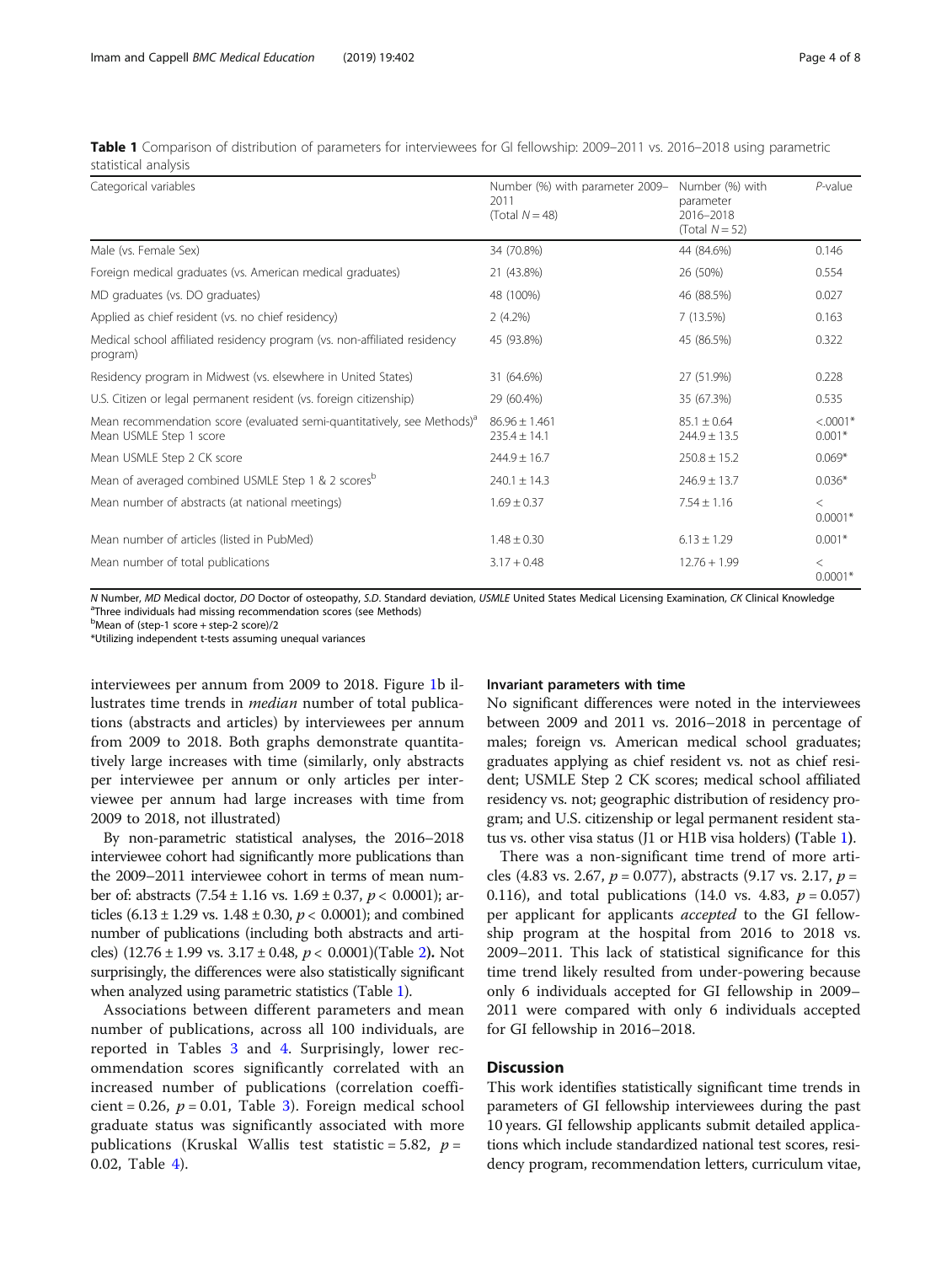**Table 1** Comparison of distribution of parameters for interviewees for GI fellowship: 2009–2011 vs. 2016–2018 using parametric statistical analysis

| Categorical variables | Number (%) with parameter 2009–2011 (Total $N = 48$) | Number (%) with parameter 2016–2018 (Total $N = 52$) | *P*-value |
|---|---|---|---|
| Male (vs. Female Sex) | 34 (70.8%) | 44 (84.6%) | 0.146 |
| Foreign medical graduates (vs. American medical graduates) | 21 (43.8%) | 26 (50%) | 0.554 |
| MD graduates (vs. DO graduates) | 48 (100%) | 46 (88.5%) | 0.027 |
| Applied as chief resident (vs. no chief residency) | 2 (4.2%) | 7 (13.5%) | 0.163 |
| Medical school affiliated residency program (vs. non-affiliated residency program) | 45 (93.8%) | 45 (86.5%) | 0.322 |
| Residency program in Midwest (vs. elsewhere in United States) | 31 (64.6%) | 27 (51.9%) | 0.228 |
| U.S. Citizen or legal permanent resident (vs. foreign citizenship) | 29 (60.4%) | 35 (67.3%) | 0.535 |
| Mean recommendation score (evaluated semi-quantitatively, see Methods)[a] | 86.96 ± 1.461 | 85.1 ± 0.64 | <.0001* |
| Mean USMLE Step 1 score | 235.4 ± 14.1 | 244.9 ± 13.5 | 0.001* |
| Mean USMLE Step 2 CK score | 244.9 ± 16.7 | 250.8 ± 15.2 | 0.069* |
| Mean of averaged combined USMLE Step 1 & 2 scores[b] | 240.1 ± 14.3 | 246.9 ± 13.7 | 0.036* |
| Mean number of abstracts (at national meetings) | 1.69 ± 0.37 | 7.54 ± 1.16 | < 0.0001* |
| Mean number of articles (listed in PubMed) | 1.48 ± 0.30 | 6.13 ± 1.29 | 0.001* |
| Mean number of total publications | 3.17 + 0.48 | 12.76 + 1.99 | < 0.0001* |

*N* Number, *MD* Medical doctor, *DO* Doctor of osteopathy, *S.D.* Standard deviation, *USMLE* United States Medical Licensing Examination, *CK* Clinical Knowledge
[a]Three individuals had missing recommendation scores (see Methods)
[b]Mean of (step-1 score + step-2 score)/2
*Utilizing independent t-tests assuming unequal variances

interviewees per annum from 2009 to 2018. Figure 1b illustrates time trends in *median* number of total publications (abstracts and articles) by interviewees per annum from 2009 to 2018. Both graphs demonstrate quantitatively large increases with time (similarly, only abstracts per interviewee per annum or only articles per interviewee per annum had large increases with time from 2009 to 2018, not illustrated)

By non-parametric statistical analyses, the 2016–2018 interviewee cohort had significantly more publications than the 2009–2011 interviewee cohort in terms of mean number of: abstracts (7.54 ± 1.16 vs. 1.69 ± 0.37, $p < 0.0001$); articles (6.13 ± 1.29 vs. 1.48 ± 0.30, $p < 0.0001$); and combined number of publications (including both abstracts and articles) (12.76 ± 1.99 vs. 3.17 ± 0.48, $p < 0.0001$)(Table 2). Not surprisingly, the differences were also statistically significant when analyzed using parametric statistics (Table 1).

Associations between different parameters and mean number of publications, across all 100 individuals, are reported in Tables 3 and 4. Surprisingly, lower recommendation scores significantly correlated with an increased number of publications (correlation coefficient = 0.26, $p = 0.01$, Table 3). Foreign medical school graduate status was significantly associated with more publications (Kruskal Wallis test statistic = 5.82, $p = 0.02$, Table 4).

### Invariant parameters with time

No significant differences were noted in the interviewees between 2009 and 2011 vs. 2016–2018 in percentage of males; foreign vs. American medical school graduates; graduates applying as chief resident vs. not as chief resident; USMLE Step 2 CK scores; medical school affiliated residency vs. not; geographic distribution of residency program; and U.S. citizenship or legal permanent resident status vs. other visa status (J1 or H1B visa holders) (Table 1).

There was a non-significant time trend of more articles (4.83 vs. 2.67, $p = 0.077$), abstracts (9.17 vs. 2.17, $p = 0.116$), and total publications (14.0 vs. 4.83, $p = 0.057$) per applicant for applicants *accepted* to the GI fellowship program at the hospital from 2016 to 2018 vs. 2009–2011. This lack of statistical significance for this time trend likely resulted from under-powering because only 6 individuals accepted for GI fellowship in 2009–2011 were compared with only 6 individuals accepted for GI fellowship in 2016–2018.

## Discussion

This work identifies statistically significant time trends in parameters of GI fellowship interviewees during the past 10 years. GI fellowship applicants submit detailed applications which include standardized national test scores, residency program, recommendation letters, curriculum vitae,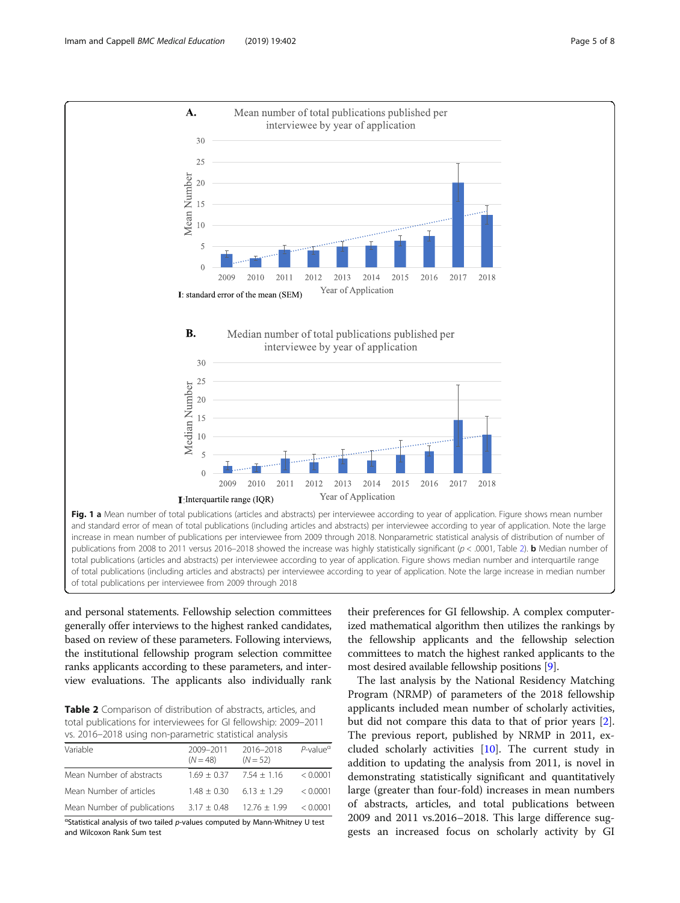A.

Mean number of total publications published per interviewee by year of application

Mean Number

30
25
20
15
10
5
0

2009 2010 2011 2012 2013 2014 2015 2016 2017 2018

Year of Application

I: standard error of the mean (SEM)

B.

Median number of total publications published per interviewee by year of application

Median Number

30
25
20
15
10
5
0

2009 2010 2011 2012 2013 2014 2015 2016 2017 2018

Year of Application

I: Interquartile range (IQR)

**Fig. 1 a** Mean number of total publications (articles and abstracts) per interviewee according to year of application. Figure shows mean number and standard error of mean of total publications (including articles and abstracts) per interviewee according to year of application. Note the large increase in mean number of publications per interviewee from 2009 through 2018. Nonparametric statistical analysis of distribution of number of publications from 2008 to 2011 versus 2016–2018 showed the increase was highly statistically significant ($p < .0001$, Table 2). **b** Median number of total publications (articles and abstracts) per interviewee according to year of application. Figure shows median number and interquartile range of total publications (including articles and abstracts) per interviewee according to year of application. Note the large increase in median number of total publications per interviewee from 2009 through 2018

and personal statements. Fellowship selection committees generally offer interviews to the highest ranked candidates, based on review of these parameters. Following interviews, the institutional fellowship program selection committee ranks applicants according to these parameters, and interview evaluations. The applicants also individually rank their preferences for GI fellowship. A complex computerized mathematical algorithm then utilizes the rankings by the fellowship applicants and the fellowship selection committees to match the highest ranked applicants to the most desired available fellowship positions [9].

**Table 2** Comparison of distribution of abstracts, articles, and total publications for interviewees for GI fellowship: 2009–2011 vs. 2016–2018 using non-parametric statistical analysis

| Variable | 2009–2011 ($N = 48$) | 2016–2018 ($N = 52$) | P-value[a] |
|---|---|---|---|
| Mean Number of abstracts | 1.69 ± 0.37 | 7.54 ± 1.16 | < 0.0001 |
| Mean Number of articles | 1.48 ± 0.30 | 6.13 ± 1.29 | < 0.0001 |
| Mean Number of publications | 3.17 ± 0.48 | 12.76 ± 1.99 | < 0.0001 |

[a]Statistical analysis of two tailed p-values computed by Mann-Whitney U test and Wilcoxon Rank Sum test

The last analysis by the National Residency Matching Program (NRMP) of parameters of the 2018 fellowship applicants included mean number of scholarly activities, but did not compare this data to that of prior years [2]. The previous report, published by NRMP in 2011, excluded scholarly activities [10]. The current study in addition to updating the analysis from 2011, is novel in demonstrating statistically significant and quantitatively large (greater than four-fold) increases in mean numbers of abstracts, articles, and total publications between 2009 and 2011 vs.2016–2018. This large difference suggests an increased focus on scholarly activity by GI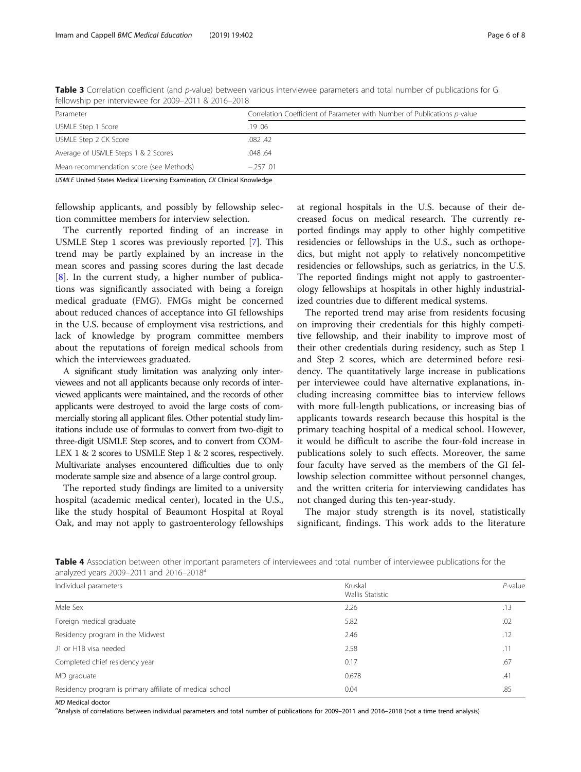**Table 3** Correlation coefficient (and *p*-value) between various interviewee parameters and total number of publications for GI fellowship per interviewee for 2009–2011 & 2016–2018

| Parameter | Correlation Coefficient of Parameter with Number of Publications *p*-value |
| --- | --- |
| USMLE Step 1 Score | .19 .06 |
| USMLE Step 2 CK Score | .082 .42 |
| Average of USMLE Steps 1 & 2 Scores | .048 .64 |
| Mean recommendation score (see Methods) | −.257 .01 |

*USMLE* United States Medical Licensing Examination, *CK* Clinical Knowledge

fellowship applicants, and possibly by fellowship selection committee members for interview selection.

The currently reported finding of an increase in USMLE Step 1 scores was previously reported [7]. This trend may be partly explained by an increase in the mean scores and passing scores during the last decade [8]. In the current study, a higher number of publications was significantly associated with being a foreign medical graduate (FMG). FMGs might be concerned about reduced chances of acceptance into GI fellowships in the U.S. because of employment visa restrictions, and lack of knowledge by program committee members about the reputations of foreign medical schools from which the interviewees graduated.

A significant study limitation was analyzing only interviewees and not all applicants because only records of interviewed applicants were maintained, and the records of other applicants were destroyed to avoid the large costs of commercially storing all applicant files. Other potential study limitations include use of formulas to convert from two-digit to three-digit USMLE Step scores, and to convert from COMLEX 1 & 2 scores to USMLE Step 1 & 2 scores, respectively. Multivariate analyses encountered difficulties due to only moderate sample size and absence of a large control group.

The reported study findings are limited to a university hospital (academic medical center), located in the U.S., like the study hospital of Beaumont Hospital at Royal Oak, and may not apply to gastroenterology fellowships at regional hospitals in the U.S. because of their decreased focus on medical research. The currently reported findings may apply to other highly competitive residencies or fellowships in the U.S., such as orthopedics, but might not apply to relatively noncompetitive residencies or fellowships, such as geriatrics, in the U.S. The reported findings might not apply to gastroenterology fellowships at hospitals in other highly industrialized countries due to different medical systems.

The reported trend may arise from residents focusing on improving their credentials for this highly competitive fellowship, and their inability to improve most of their other credentials during residency, such as Step 1 and Step 2 scores, which are determined before residency. The quantitatively large increase in publications per interviewee could have alternative explanations, including increasing committee bias to interview fellows with more full-length publications, or increasing bias of applicants towards research because this hospital is the primary teaching hospital of a medical school. However, it would be difficult to ascribe the four-fold increase in publications solely to such effects. Moreover, the same four faculty have served as the members of the GI fellowship selection committee without personnel changes, and the written criteria for interviewing candidates has not changed during this ten-year-study.

The major study strength is its novel, statistically significant, findings. This work adds to the literature

**Table 4** Association between other important parameters of interviewees and total number of interviewee publications for the analyzed years 2009–2011 and 2016–2018[a]

| Individual parameters | Kruskal Wallis Statistic | *P*-value |
| --- | --- | --- |
| Male Sex | 2.26 | .13 |
| Foreign medical graduate | 5.82 | .02 |
| Residency program in the Midwest | 2.46 | .12 |
| J1 or H1B visa needed | 2.58 | .11 |
| Completed chief residency year | 0.17 | .67 |
| MD graduate | 0.678 | .41 |
| Residency program is primary affiliate of medical school | 0.04 | .85 |

*MD* Medical doctor

[a]Analysis of correlations between individual parameters and total number of publications for 2009–2011 and 2016–2018 (not a time trend analysis)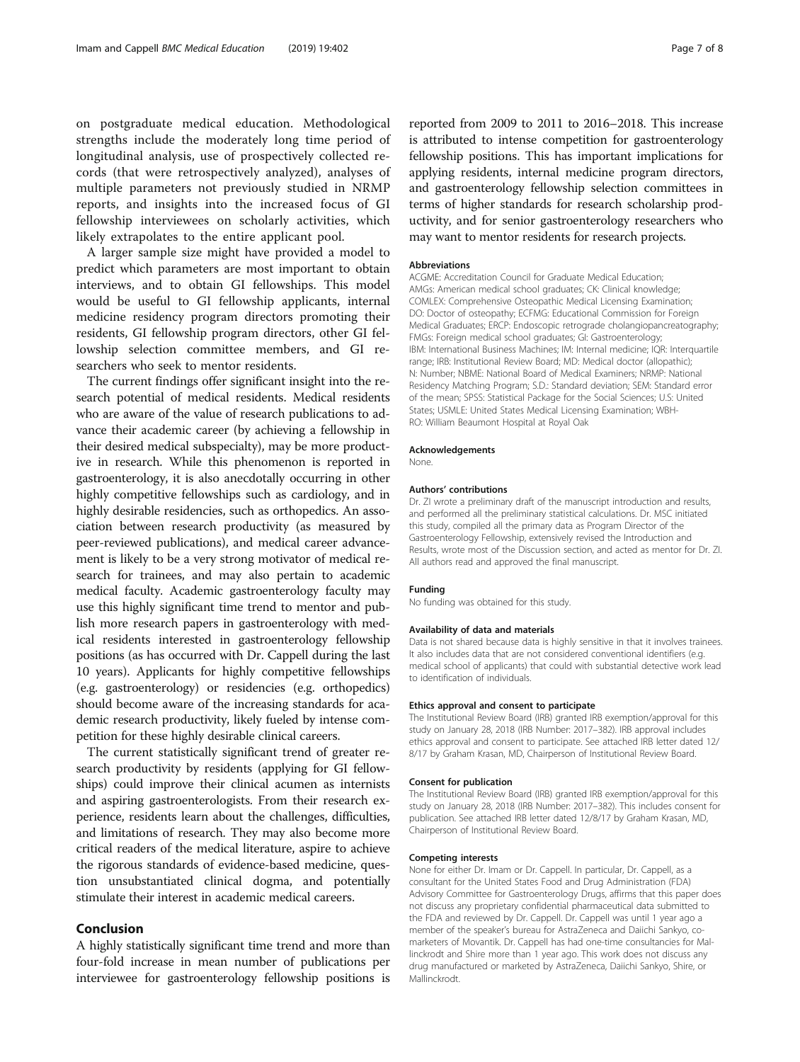on postgraduate medical education. Methodological strengths include the moderately long time period of longitudinal analysis, use of prospectively collected records (that were retrospectively analyzed), analyses of multiple parameters not previously studied in NRMP reports, and insights into the increased focus of GI fellowship interviewees on scholarly activities, which likely extrapolates to the entire applicant pool.

A larger sample size might have provided a model to predict which parameters are most important to obtain interviews, and to obtain GI fellowships. This model would be useful to GI fellowship applicants, internal medicine residency program directors promoting their residents, GI fellowship program directors, other GI fellowship selection committee members, and GI researchers who seek to mentor residents.

The current findings offer significant insight into the research potential of medical residents. Medical residents who are aware of the value of research publications to advance their academic career (by achieving a fellowship in their desired medical subspecialty), may be more productive in research. While this phenomenon is reported in gastroenterology, it is also anecdotally occurring in other highly competitive fellowships such as cardiology, and in highly desirable residencies, such as orthopedics. An association between research productivity (as measured by peer-reviewed publications), and medical career advancement is likely to be a very strong motivator of medical research for trainees, and may also pertain to academic medical faculty. Academic gastroenterology faculty may use this highly significant time trend to mentor and publish more research papers in gastroenterology with medical residents interested in gastroenterology fellowship positions (as has occurred with Dr. Cappell during the last 10 years). Applicants for highly competitive fellowships (e.g. gastroenterology) or residencies (e.g. orthopedics) should become aware of the increasing standards for academic research productivity, likely fueled by intense competition for these highly desirable clinical careers.

The current statistically significant trend of greater research productivity by residents (applying for GI fellowships) could improve their clinical acumen as internists and aspiring gastroenterologists. From their research experience, residents learn about the challenges, difficulties, and limitations of research. They may also become more critical readers of the medical literature, aspire to achieve the rigorous standards of evidence-based medicine, question unsubstantiated clinical dogma, and potentially stimulate their interest in academic medical careers.

## Conclusion

A highly statistically significant time trend and more than four-fold increase in mean number of publications per interviewee for gastroenterology fellowship positions is reported from 2009 to 2011 to 2016–2018. This increase is attributed to intense competition for gastroenterology fellowship positions. This has important implications for applying residents, internal medicine program directors, and gastroenterology fellowship selection committees in terms of higher standards for research scholarship productivity, and for senior gastroenterology researchers who may want to mentor residents for research projects.

#### Abbreviations

ACGME: Accreditation Council for Graduate Medical Education; AMGs: American medical school graduates; CK: Clinical knowledge; COMLEX: Comprehensive Osteopathic Medical Licensing Examination; DO: Doctor of osteopathy; ECFMG: Educational Commission for Foreign Medical Graduates; ERCP: Endoscopic retrograde cholangiopancreatography; FMGs: Foreign medical school graduates; GI: Gastroenterology; IBM: International Business Machines; IM: Internal medicine; IQR: Interquartile range; IRB: Institutional Review Board; MD: Medical doctor (allopathic); N: Number; NBME: National Board of Medical Examiners; NRMP: National Residency Matching Program; S.D.: Standard deviation; SEM: Standard error of the mean; SPSS: Statistical Package for the Social Sciences; U.S: United States; USMLE: United States Medical Licensing Examination; WBH-RO: William Beaumont Hospital at Royal Oak

#### Acknowledgements

None.

#### Authors' contributions

Dr. ZI wrote a preliminary draft of the manuscript introduction and results, and performed all the preliminary statistical calculations. Dr. MSC initiated this study, compiled all the primary data as Program Director of the Gastroenterology Fellowship, extensively revised the Introduction and Results, wrote most of the Discussion section, and acted as mentor for Dr. ZI. All authors read and approved the final manuscript.

#### Funding

No funding was obtained for this study.

#### Availability of data and materials

Data is not shared because data is highly sensitive in that it involves trainees. It also includes data that are not considered conventional identifiers (e.g. medical school of applicants) that could with substantial detective work lead to identification of individuals.

#### Ethics approval and consent to participate

The Institutional Review Board (IRB) granted IRB exemption/approval for this study on January 28, 2018 (IRB Number: 2017–382). IRB approval includes ethics approval and consent to participate. See attached IRB letter dated 12/8/17 by Graham Krasan, MD, Chairperson of Institutional Review Board.

#### Consent for publication

The Institutional Review Board (IRB) granted IRB exemption/approval for this study on January 28, 2018 (IRB Number: 2017–382). This includes consent for publication. See attached IRB letter dated 12/8/17 by Graham Krasan, MD, Chairperson of Institutional Review Board.

#### Competing interests

None for either Dr. Imam or Dr. Cappell. In particular, Dr. Cappell, as a consultant for the United States Food and Drug Administration (FDA) Advisory Committee for Gastroenterology Drugs, affirms that this paper does not discuss any proprietary confidential pharmaceutical data submitted to the FDA and reviewed by Dr. Cappell. Dr. Cappell was until 1 year ago a member of the speaker's bureau for AstraZeneca and Daiichi Sankyo, co-marketers of Movantik. Dr. Cappell has had one-time consultancies for Mallinckrodt and Shire more than 1 year ago. This work does not discuss any drug manufactured or marketed by AstraZeneca, Daiichi Sankyo, Shire, or Mallinckrodt.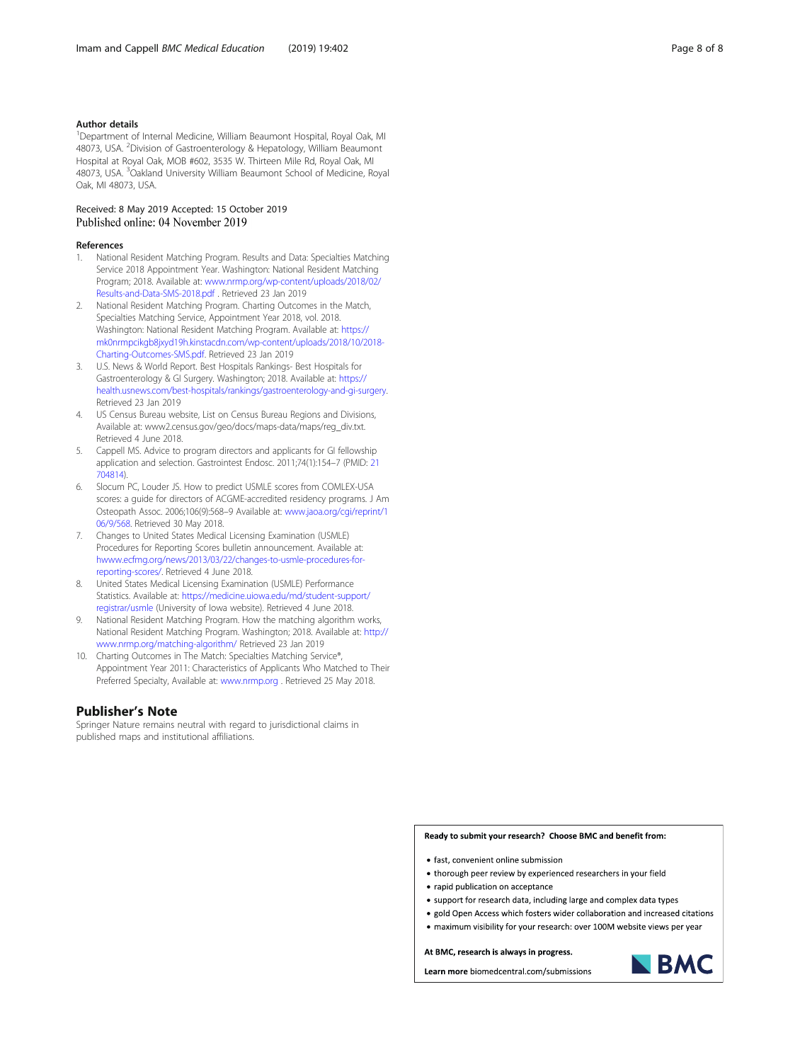### Author details

[1]Department of Internal Medicine, William Beaumont Hospital, Royal Oak, MI 48073, USA. [2]Division of Gastroenterology & Hepatology, William Beaumont Hospital at Royal Oak, MOB #602, 3535 W. Thirteen Mile Rd, Royal Oak, MI 48073, USA. [3]Oakland University William Beaumont School of Medicine, Royal Oak, MI 48073, USA.

Received: 8 May 2019 Accepted: 15 October 2019
Published online: 04 November 2019

### References

1. National Resident Matching Program. Results and Data: Specialties Matching Service 2018 Appointment Year. Washington: National Resident Matching Program; 2018. Available at: www.nrmp.org/wp-content/uploads/2018/02/Results-and-Data-SMS-2018.pdf . Retrieved 23 Jan 2019
2. National Resident Matching Program. Charting Outcomes in the Match, Specialties Matching Service, Appointment Year 2018, vol. 2018. Washington: National Resident Matching Program. Available at: https://mk0nrmpcikgb8jxyd19h.kinstacdn.com/wp-content/uploads/2018/10/2018-Charting-Outcomes-SMS.pdf. Retrieved 23 Jan 2019
3. U.S. News & World Report. Best Hospitals Rankings- Best Hospitals for Gastroenterology & GI Surgery. Washington; 2018. Available at: https://health.usnews.com/best-hospitals/rankings/gastroenterology-and-gi-surgery. Retrieved 23 Jan 2019
4. US Census Bureau website, List on Census Bureau Regions and Divisions, Available at: www2.census.gov/geo/docs/maps-data/maps/reg_div.txt. Retrieved 4 June 2018.
5. Cappell MS. Advice to program directors and applicants for GI fellowship application and selection. Gastrointest Endosc. 2011;74(1):154–7 (PMID: 21704814).
6. Slocum PC, Louder JS. How to predict USMLE scores from COMLEX-USA scores: a guide for directors of ACGME-accredited residency programs. J Am Osteopath Assoc. 2006;106(9):568–9 Available at: www.jaoa.org/cgi/reprint/106/9/568. Retrieved 30 May 2018.
7. Changes to United States Medical Licensing Examination (USMLE) Procedures for Reporting Scores bulletin announcement. Available at: hwww.ecfmg.org/news/2013/03/22/changes-to-usmle-procedures-for-reporting-scores/. Retrieved 4 June 2018.
8. United States Medical Licensing Examination (USMLE) Performance Statistics. Available at: https://medicine.uiowa.edu/md/student-support/registrar/usmle (University of Iowa website). Retrieved 4 June 2018.
9. National Resident Matching Program. How the matching algorithm works, National Resident Matching Program. Washington; 2018. Available at: http://www.nrmp.org/matching-algorithm/ Retrieved 23 Jan 2019
10. Charting Outcomes in The Match: Specialties Matching Service®, Appointment Year 2011: Characteristics of Applicants Who Matched to Their Preferred Specialty, Available at: www.nrmp.org . Retrieved 25 May 2018.

## Publisher's Note

Springer Nature remains neutral with regard to jurisdictional claims in published maps and institutional affiliations.

**Ready to submit your research? Choose BMC and benefit from:**

- fast, convenient online submission
- thorough peer review by experienced researchers in your field
- rapid publication on acceptance
- support for research data, including large and complex data types
- gold Open Access which fosters wider collaboration and increased citations
- maximum visibility for your research: over 100M website views per year

**At BMC, research is always in progress.**

**Learn more** biomedcentral.com/submissions

BMC